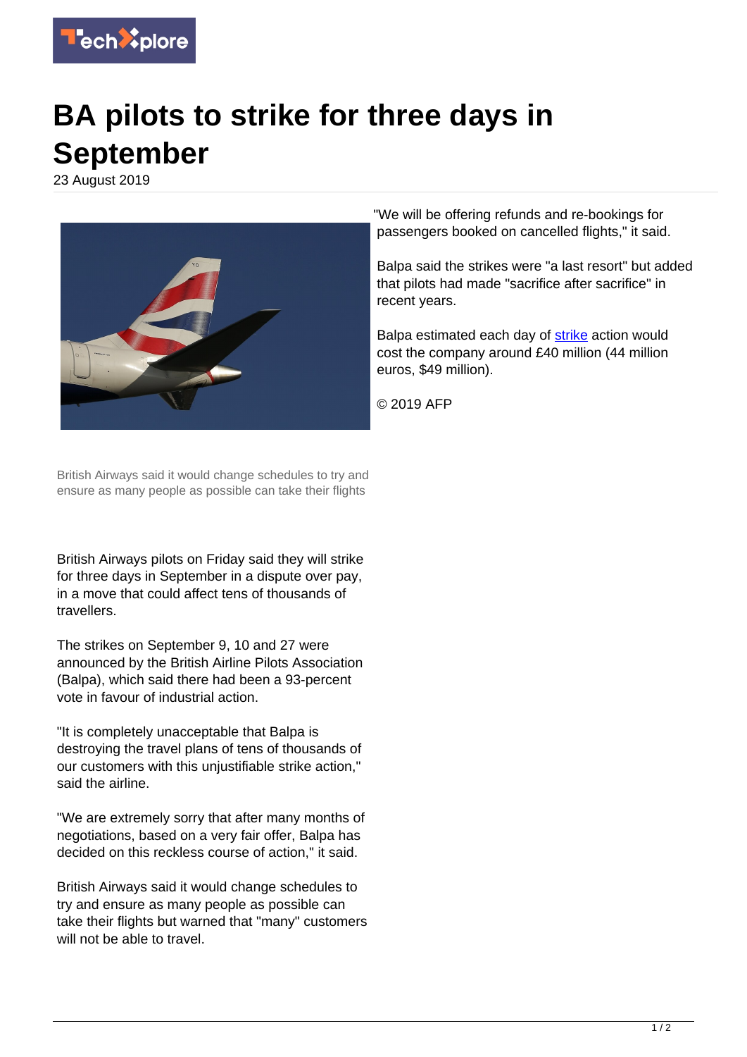# BA pilots to strike for three days in September

23 August 2019

British Airways said it would change schedules to try and ensure as many people as possible can take their flights

British Airways pilots on Friday said they will strike for three days in September in a dispute over pay, in a move that could affect tens of thousands of travellers.

The strikes on September 9, 10 and 27 were announced by the British Airline Pilots Association (Balpa), which said there had been a 93-percent vote in favour of industrial action.

"It is completely unacceptable that Balpa is destroying the travel plans of tens of thousands of our customers with this unjustifiable strike action," said the airline.

"We are extremely sorry that after many months of negotiations, based on a very fair offer, Balpa has decided on this reckless course of action," it said.

British Airways said it would change schedules to try and ensure as many people as possible can take their flights but warned that "many" customers will not be able to travel.

"We will be offering refunds and re-bookings for passengers booked on cancelled flights," it said.

Balpa said the strikes were "a last resort" but added that pilots had made "sacrifice after sacrifice" in recent years.

Balpa estimated each day of strike action would cost the company around £40 million (44 million euros, $49 million).

© 2019 AFP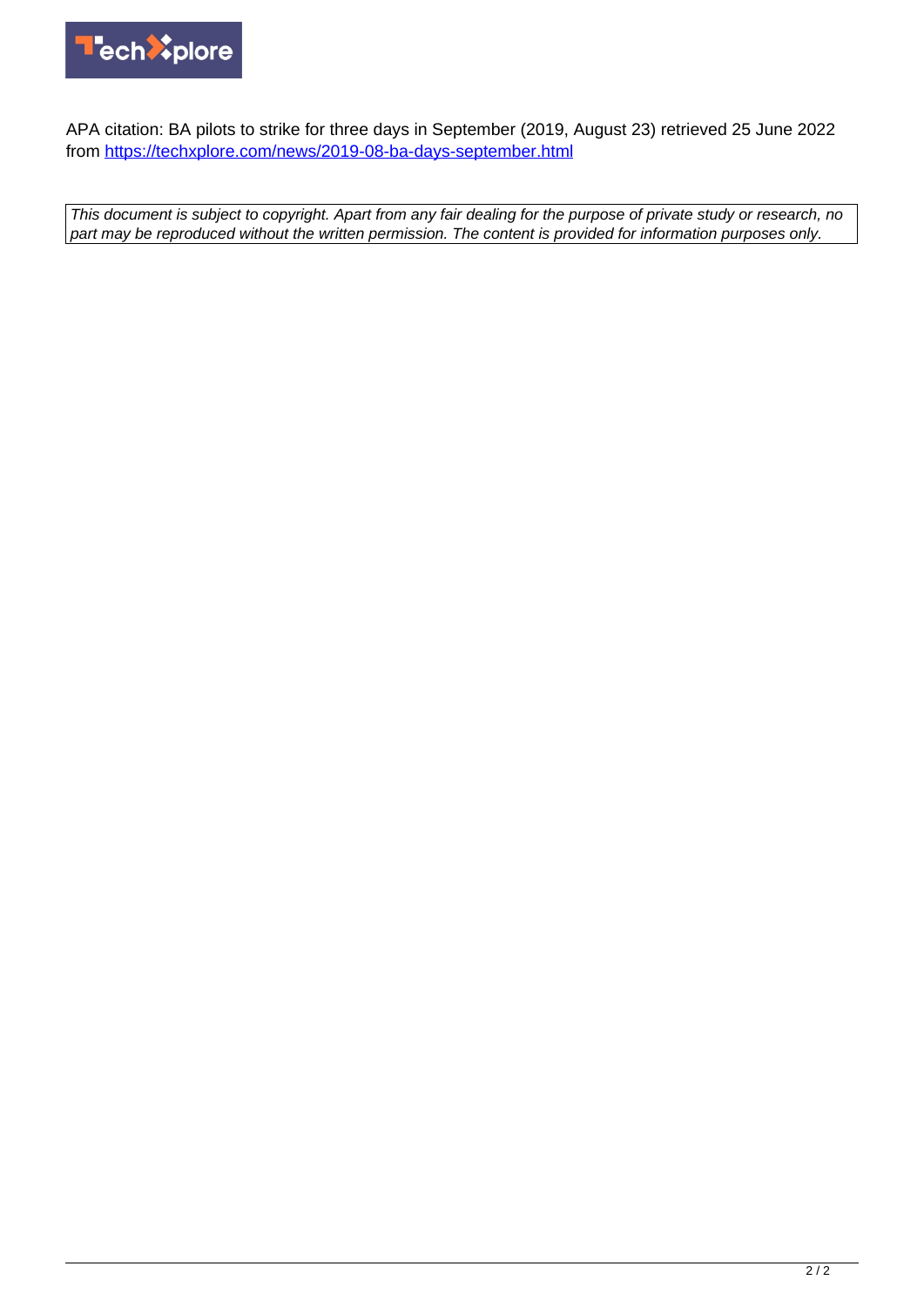APA citation: BA pilots to strike for three days in September (2019, August 23) retrieved 25 June 2022 from https://techxplore.com/news/2019-08-ba-days-september.html

*This document is subject to copyright. Apart from any fair dealing for the purpose of private study or research, no part may be reproduced without the written permission. The content is provided for information purposes only.*